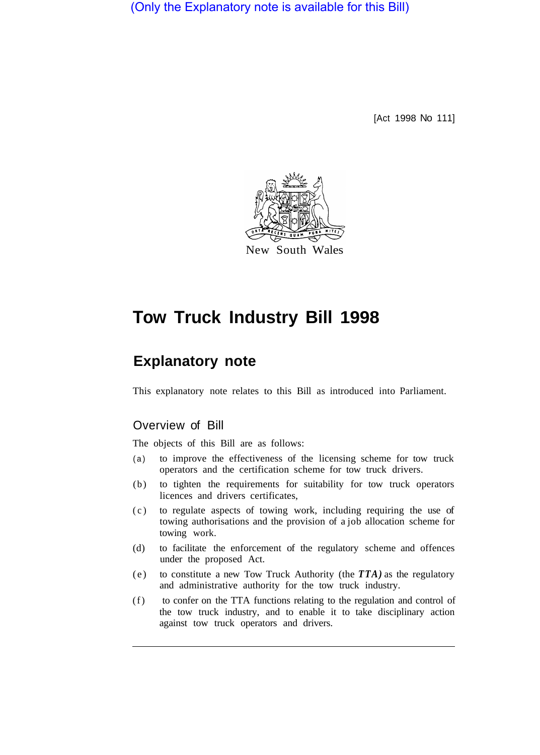(Only the Explanatory note is available for this Bill)

[Act 1998 No 111]

New South Wales

# Tow Truck Industry Bill 1998

## Explanatory note

This explanatory note relates to this Bill as introduced into Parliament.

### Overview of Bill

The objects of this Bill are as follows:

(a) to improve the effectiveness of the licensing scheme for tow truck operators and the certification scheme for tow truck drivers.

(b) to tighten the requirements for suitability for tow truck operators licences and drivers certificates,

(c) to regulate aspects of towing work, including requiring the use of towing authorisations and the provision of a job allocation scheme for towing work.

(d) to facilitate the enforcement of the regulatory scheme and offences under the proposed Act.

(e) to constitute a new Tow Truck Authority (the ***TTA)*** as the regulatory and administrative authority for the tow truck industry.

(f) to confer on the TTA functions relating to the regulation and control of the tow truck industry, and to enable it to take disciplinary action against tow truck operators and drivers.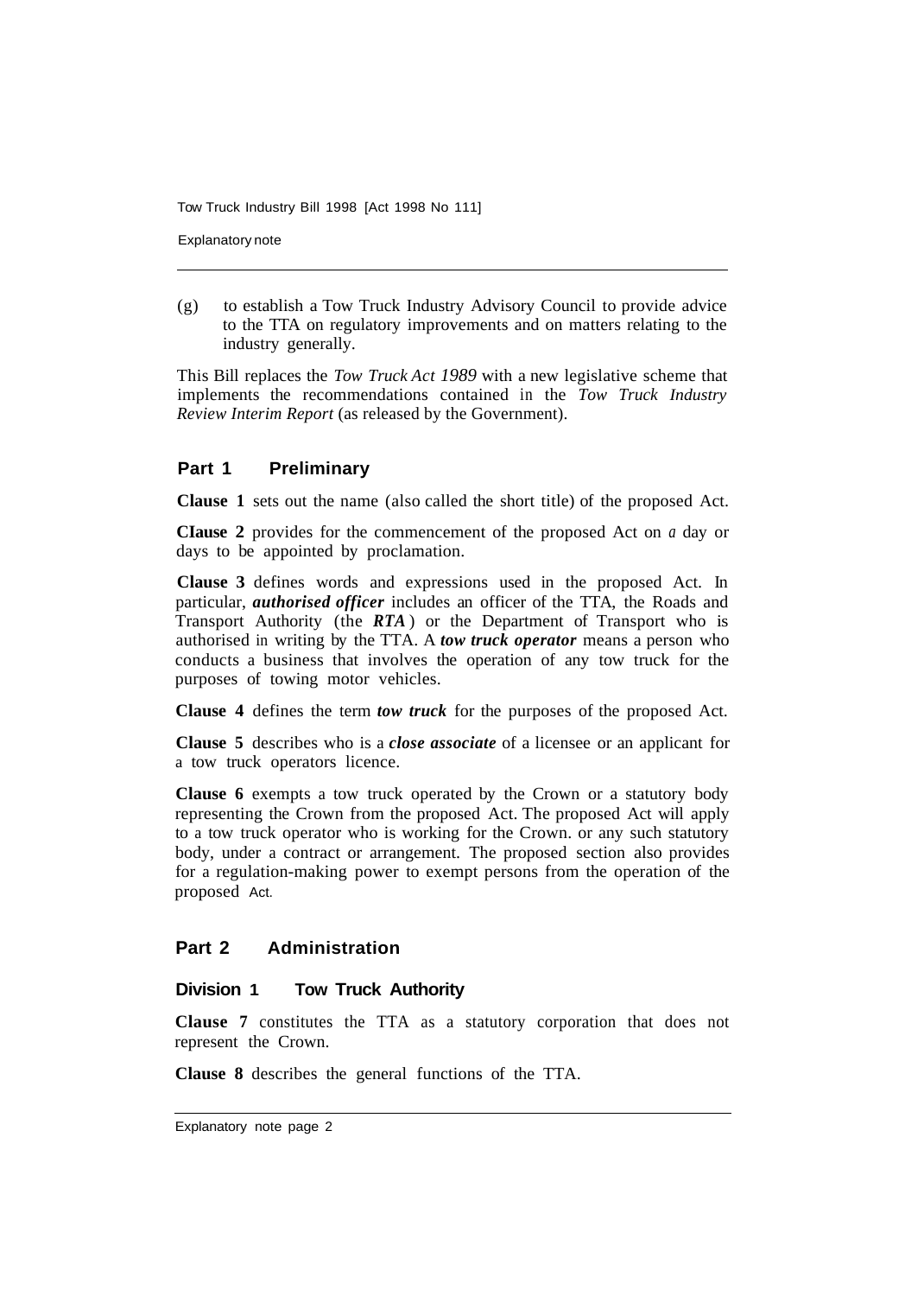(g) to establish a Tow Truck Industry Advisory Council to provide advice to the TTA on regulatory improvements and on matters relating to the industry generally.

This Bill replaces the *Tow Truck Act 1989* with a new legislative scheme that implements the recommendations contained in the *Tow Truck Industry Review Interim Report* (as released by the Government).

## Part 1 Preliminary

**Clause 1** sets out the name (also called the short title) of the proposed Act.

**Clause 2** provides for the commencement of the proposed Act on *a* day or days to be appointed by proclamation.

**Clause 3** defines words and expressions used in the proposed Act. In particular, ***authorised officer*** includes an officer of the TTA, the Roads and Transport Authority (the ***RTA***) or the Department of Transport who is authorised in writing by the TTA. A ***tow truck operator*** means a person who conducts a business that involves the operation of any tow truck for the purposes of towing motor vehicles.

**Clause 4** defines the term ***tow truck*** for the purposes of the proposed Act.

**Clause 5** describes who is a ***close associate*** of a licensee or an applicant for a tow truck operators licence.

**Clause 6** exempts a tow truck operated by the Crown or a statutory body representing the Crown from the proposed Act. The proposed Act will apply to a tow truck operator who is working for the Crown. or any such statutory body, under a contract or arrangement. The proposed section also provides for a regulation-making power to exempt persons from the operation of the proposed Act.

## Part 2 Administration

### Division 1 Tow Truck Authority

**Clause 7** constitutes the TTA as a statutory corporation that does not represent the Crown.

**Clause 8** describes the general functions of the TTA.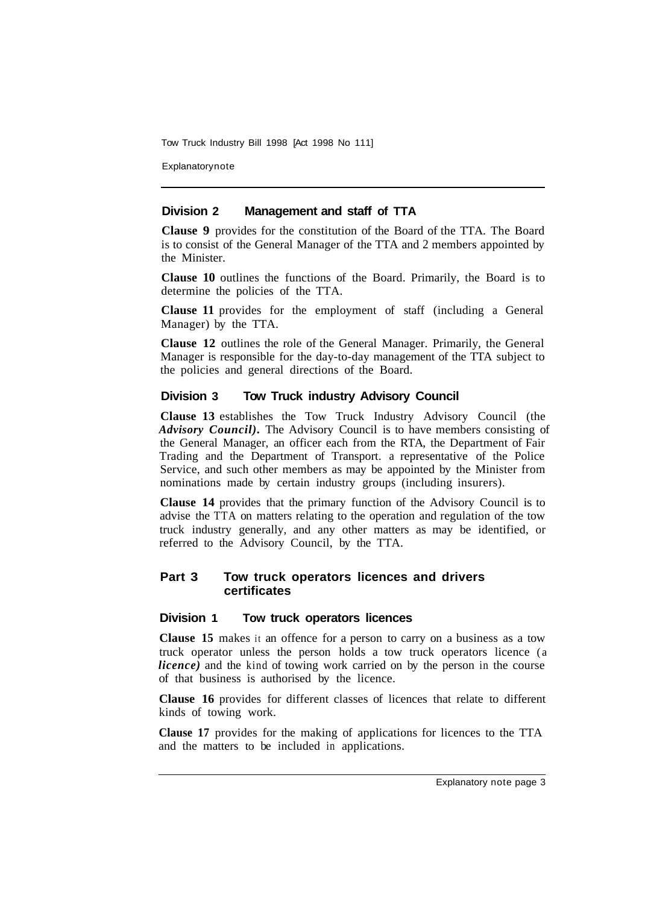## Division 2 Management and staff of TTA

**Clause 9** provides for the constitution of the Board of the TTA. The Board is to consist of the General Manager of the TTA and 2 members appointed by the Minister.

**Clause 10** outlines the functions of the Board. Primarily, the Board is to determine the policies of the TTA.

**Clause 11** provides for the employment of staff (including a General Manager) by the TTA.

**Clause 12** outlines the role of the General Manager. Primarily, the General Manager is responsible for the day-to-day management of the TTA subject to the policies and general directions of the Board.

## Division 3 Tow Truck industry Advisory Council

**Clause 13** establishes the Tow Truck Industry Advisory Council (the ***Advisory Council)*.** The Advisory Council is to have members consisting of the General Manager, an officer each from the RTA, the Department of Fair Trading and the Department of Transport. a representative of the Police Service, and such other members as may be appointed by the Minister from nominations made by certain industry groups (including insurers).

**Clause 14** provides that the primary function of the Advisory Council is to advise the TTA on matters relating to the operation and regulation of the tow truck industry generally, and any other matters as may be identified, or referred to the Advisory Council, by the TTA.

# Part 3 Tow truck operators licences and drivers certificates

## Division 1 Tow truck operators licences

**Clause 15** makes it an offence for a person to carry on a business as a tow truck operator unless the person holds a tow truck operators licence (a ***licence)*** and the kind of towing work carried on by the person in the course of that business is authorised by the licence.

**Clause 16** provides for different classes of licences that relate to different kinds of towing work.

**Clause 17** provides for the making of applications for licences to the TTA and the matters to be included in applications.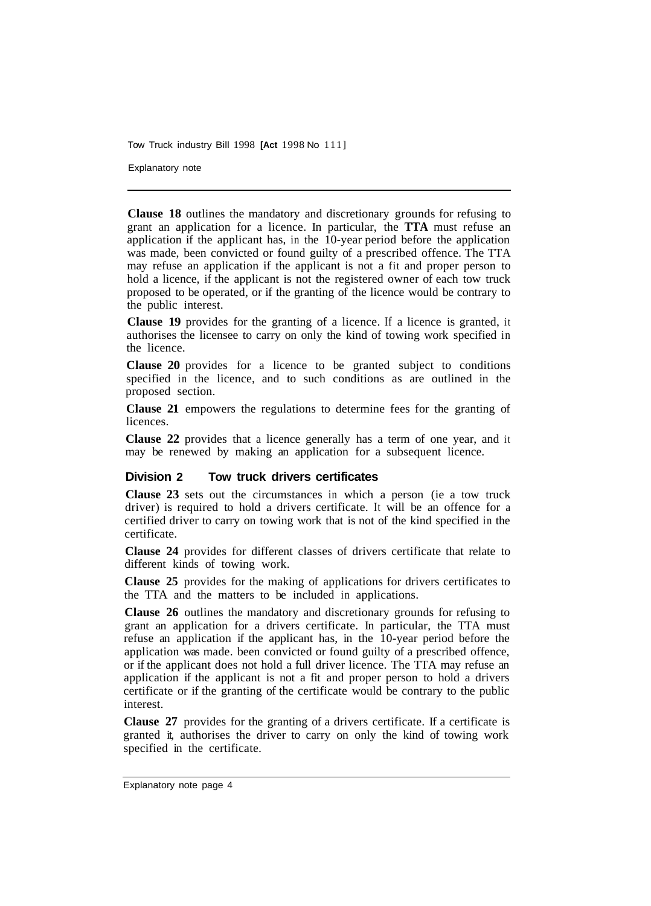**Clause 18** outlines the mandatory and discretionary grounds for refusing to grant an application for a licence. In particular, the **TTA** must refuse an application if the applicant has, in the 10-year period before the application was made, been convicted or found guilty of a prescribed offence. The TTA may refuse an application if the applicant is not a fit and proper person to hold a licence, if the applicant is not the registered owner of each tow truck proposed to be operated, or if the granting of the licence would be contrary to the public interest.

**Clause 19** provides for the granting of a licence. If a licence is granted, it authorises the licensee to carry on only the kind of towing work specified in the licence.

**Clause 20** provides for a licence to be granted subject to conditions specified in the licence, and to such conditions as are outlined in the proposed section.

**Clause 21** empowers the regulations to determine fees for the granting of licences.

**Clause 22** provides that a licence generally has a term of one year, and it may be renewed by making an application for a subsequent licence.

## Division 2 Tow truck drivers certificates

**Clause 23** sets out the circumstances in which a person (ie a tow truck driver) is required to hold a drivers certificate. It will be an offence for a certified driver to carry on towing work that is not of the kind specified in the certificate.

**Clause 24** provides for different classes of drivers certificate that relate to different kinds of towing work.

**Clause 25** provides for the making of applications for drivers certificates to the TTA and the matters to be included in applications.

**Clause 26** outlines the mandatory and discretionary grounds for refusing to grant an application for a drivers certificate. In particular, the TTA must refuse an application if the applicant has, in the 10-year period before the application was made. been convicted or found guilty of a prescribed offence, or if the applicant does not hold a full driver licence. The TTA may refuse an application if the applicant is not a fit and proper person to hold a drivers certificate or if the granting of the certificate would be contrary to the public interest.

**Clause 27** provides for the granting of a drivers certificate. If a certificate is granted it, authorises the driver to carry on only the kind of towing work specified in the certificate.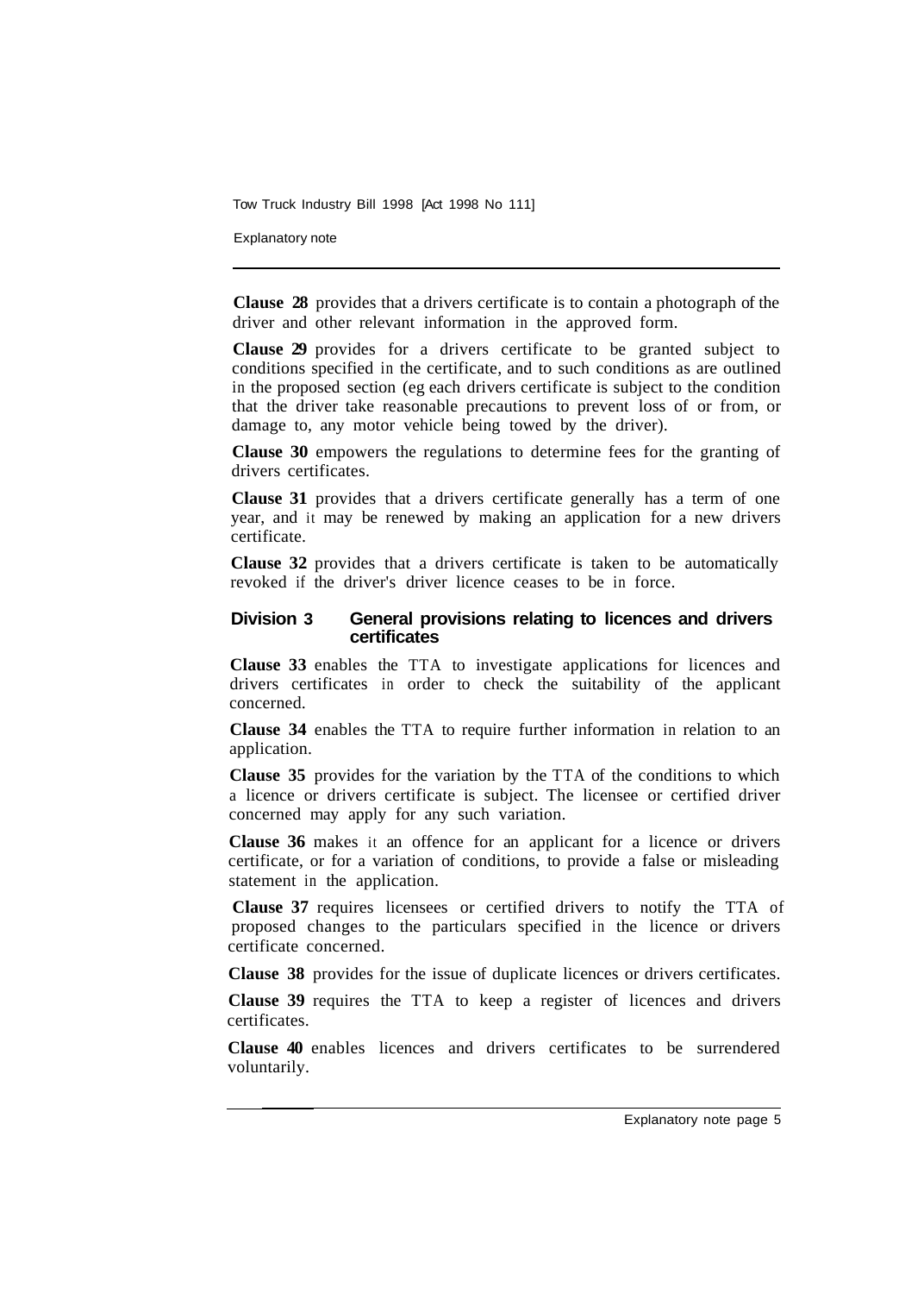**Clause 28** provides that a drivers certificate is to contain a photograph of the driver and other relevant information in the approved form.

**Clause 29** provides for a drivers certificate to be granted subject to conditions specified in the certificate, and to such conditions as are outlined in the proposed section (eg each drivers certificate is subject to the condition that the driver take reasonable precautions to prevent loss of or from, or damage to, any motor vehicle being towed by the driver).

**Clause 30** empowers the regulations to determine fees for the granting of drivers certificates.

**Clause 31** provides that a drivers certificate generally has a term of one year, and it may be renewed by making an application for a new drivers certificate.

**Clause 32** provides that a drivers certificate is taken to be automatically revoked if the driver's driver licence ceases to be in force.

### Division 3 General provisions relating to licences and drivers certificates

**Clause 33** enables the TTA to investigate applications for licences and drivers certificates in order to check the suitability of the applicant concerned.

**Clause 34** enables the TTA to require further information in relation to an application.

**Clause 35** provides for the variation by the TTA of the conditions to which a licence or drivers certificate is subject. The licensee or certified driver concerned may apply for any such variation.

**Clause 36** makes it an offence for an applicant for a licence or drivers certificate, or for a variation of conditions, to provide a false or misleading statement in the application.

**Clause 37** requires licensees or certified drivers to notify the TTA of proposed changes to the particulars specified in the licence or drivers certificate concerned.

**Clause 38** provides for the issue of duplicate licences or drivers certificates.

**Clause 39** requires the TTA to keep a register of licences and drivers certificates.

**Clause 40** enables licences and drivers certificates to be surrendered voluntarily.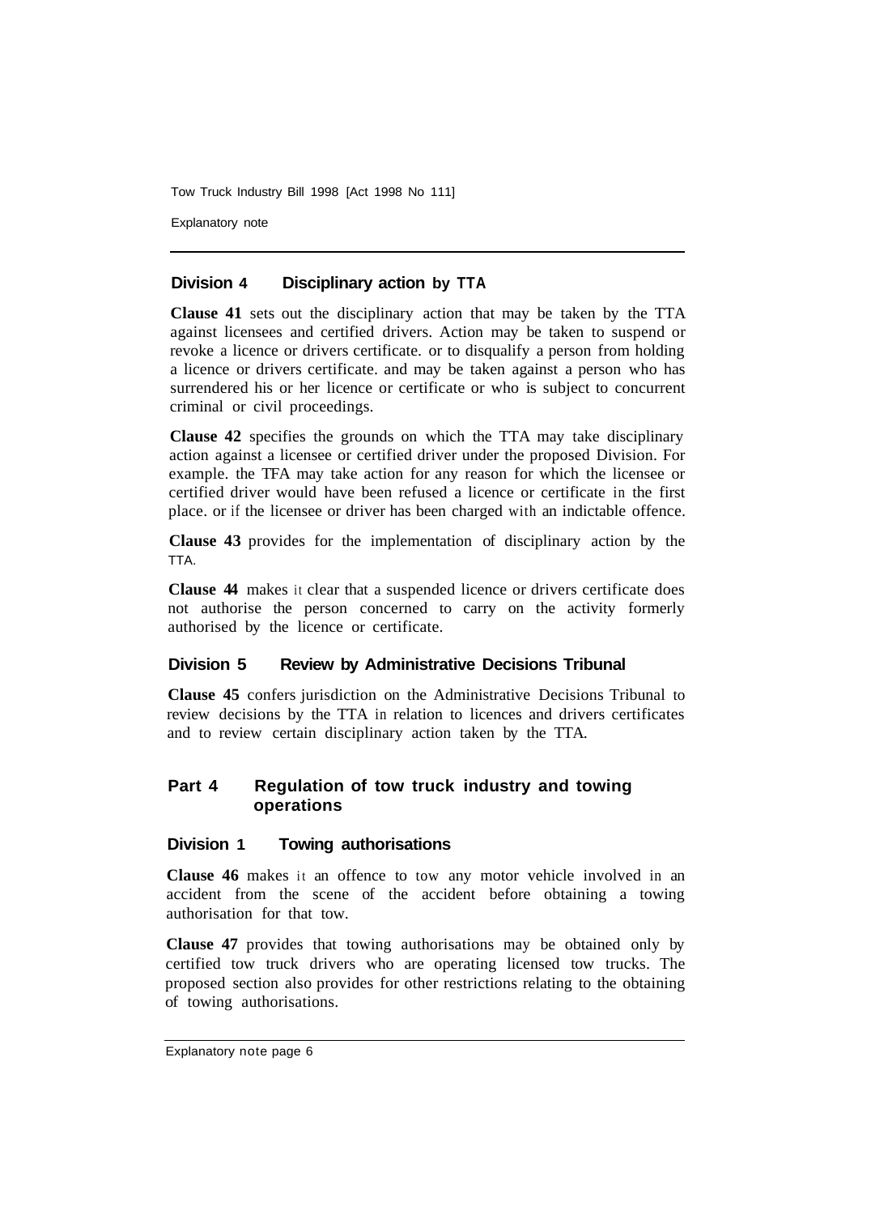## Division 4 Disciplinary action by TTA

**Clause 41** sets out the disciplinary action that may be taken by the TTA against licensees and certified drivers. Action may be taken to suspend or revoke a licence or drivers certificate. or to disqualify a person from holding a licence or drivers certificate. and may be taken against a person who has surrendered his or her licence or certificate or who is subject to concurrent criminal or civil proceedings.

**Clause 42** specifies the grounds on which the TTA may take disciplinary action against a licensee or certified driver under the proposed Division. For example. the TFA may take action for any reason for which the licensee or certified driver would have been refused a licence or certificate in the first place. or if the licensee or driver has been charged with an indictable offence.

**Clause 43** provides for the implementation of disciplinary action by the TTA.

**Clause 44** makes it clear that a suspended licence or drivers certificate does not authorise the person concerned to carry on the activity formerly authorised by the licence or certificate.

## Division 5 Review by Administrative Decisions Tribunal

**Clause 45** confers jurisdiction on the Administrative Decisions Tribunal to review decisions by the TTA in relation to licences and drivers certificates and to review certain disciplinary action taken by the TTA.

# Part 4 Regulation of tow truck industry and towing operations

## Division 1 Towing authorisations

**Clause 46** makes it an offence to tow any motor vehicle involved in an accident from the scene of the accident before obtaining a towing authorisation for that tow.

**Clause 47** provides that towing authorisations may be obtained only by certified tow truck drivers who are operating licensed tow trucks. The proposed section also provides for other restrictions relating to the obtaining of towing authorisations.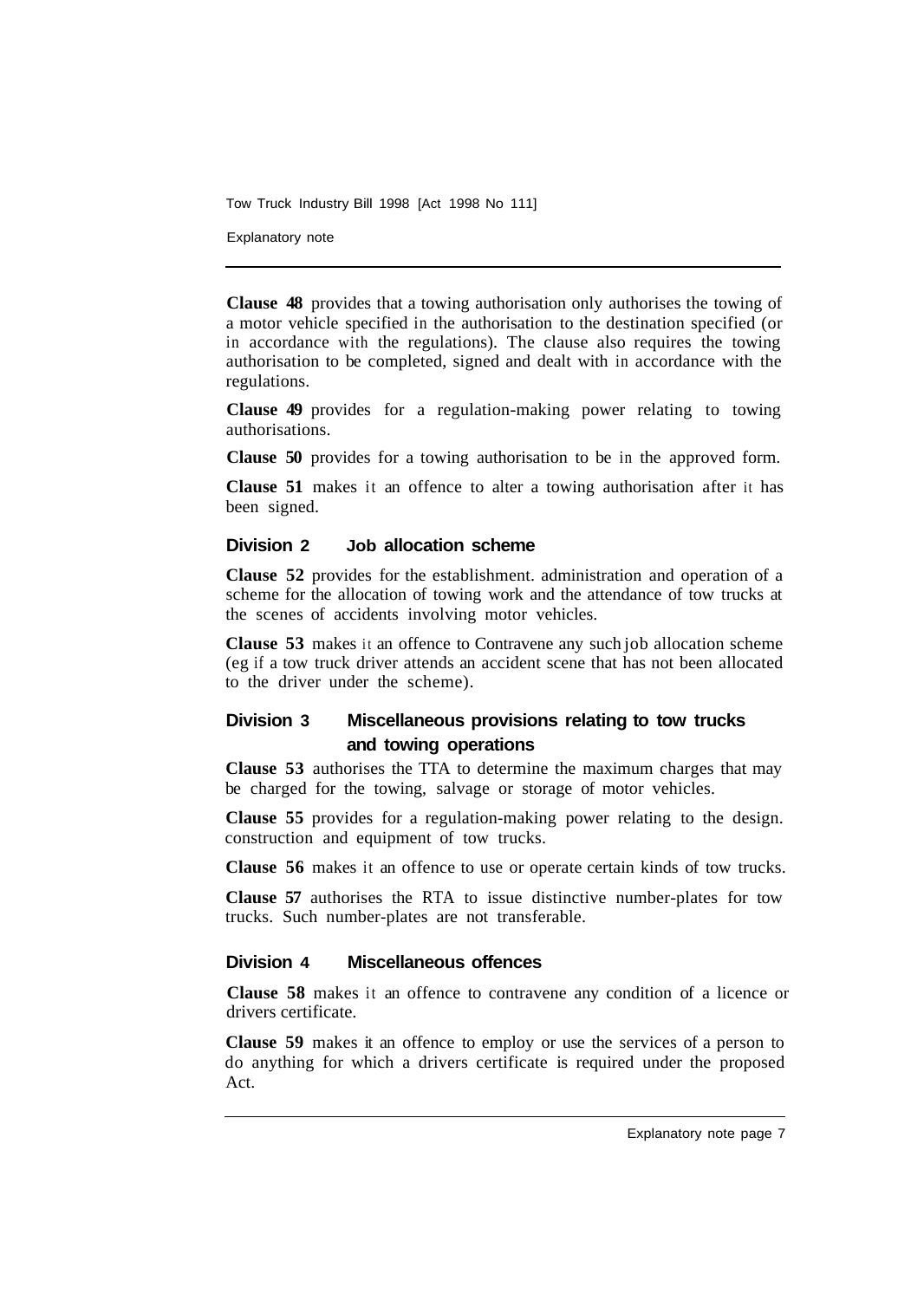**Clause 48** provides that a towing authorisation only authorises the towing of a motor vehicle specified in the authorisation to the destination specified (or in accordance with the regulations). The clause also requires the towing authorisation to be completed, signed and dealt with in accordance with the regulations.

**Clause 49** provides for a regulation-making power relating to towing authorisations.

**Clause 50** provides for a towing authorisation to be in the approved form.

**Clause 51** makes it an offence to alter a towing authorisation after it has been signed.

### Division 2 Job allocation scheme

**Clause 52** provides for the establishment. administration and operation of a scheme for the allocation of towing work and the attendance of tow trucks at the scenes of accidents involving motor vehicles.

**Clause 53** makes it an offence to Contravene any such job allocation scheme (eg if a tow truck driver attends an accident scene that has not been allocated to the driver under the scheme).

### Division 3 Miscellaneous provisions relating to tow trucks and towing operations

**Clause 53** authorises the TTA to determine the maximum charges that may be charged for the towing, salvage or storage of motor vehicles.

**Clause 55** provides for a regulation-making power relating to the design. construction and equipment of tow trucks.

**Clause 56** makes it an offence to use or operate certain kinds of tow trucks.

**Clause 57** authorises the RTA to issue distinctive number-plates for tow trucks. Such number-plates are not transferable.

### Division 4 Miscellaneous offences

**Clause 58** makes it an offence to contravene any condition of a licence or drivers certificate.

**Clause 59** makes it an offence to employ or use the services of a person to do anything for which a drivers certificate is required under the proposed Act.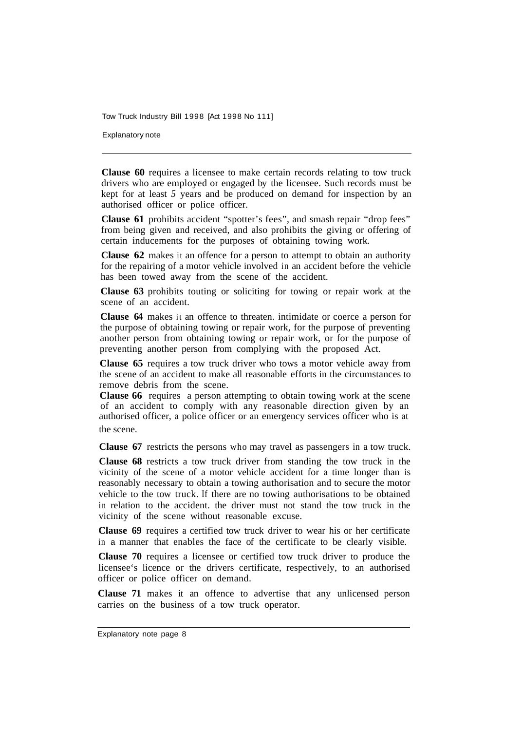**Clause 60** requires a licensee to make certain records relating to tow truck drivers who are employed or engaged by the licensee. Such records must be kept for at least 5 years and be produced on demand for inspection by an authorised officer or police officer.

**Clause 61** prohibits accident "spotter's fees", and smash repair "drop fees" from being given and received, and also prohibits the giving or offering of certain inducements for the purposes of obtaining towing work.

**Clause 62** makes it an offence for a person to attempt to obtain an authority for the repairing of a motor vehicle involved in an accident before the vehicle has been towed away from the scene of the accident.

**Clause 63** prohibits touting or soliciting for towing or repair work at the scene of an accident.

**Clause 64** makes it an offence to threaten. intimidate or coerce a person for the purpose of obtaining towing or repair work, for the purpose of preventing another person from obtaining towing or repair work, or for the purpose of preventing another person from complying with the proposed Act.

**Clause 65** requires a tow truck driver who tows a motor vehicle away from the scene of an accident to make all reasonable efforts in the circumstances to remove debris from the scene.

**Clause 66** requires a person attempting to obtain towing work at the scene of an accident to comply with any reasonable direction given by an authorised officer, a police officer or an emergency services officer who is at the scene.

**Clause 67** restricts the persons who may travel as passengers in a tow truck.

**Clause 68** restricts a tow truck driver from standing the tow truck in the vicinity of the scene of a motor vehicle accident for a time longer than is reasonably necessary to obtain a towing authorisation and to secure the motor vehicle to the tow truck. If there are no towing authorisations to be obtained in relation to the accident. the driver must not stand the tow truck in the vicinity of the scene without reasonable excuse.

**Clause 69** requires a certified tow truck driver to wear his or her certificate in a manner that enables the face of the certificate to be clearly visible.

**Clause 70** requires a licensee or certified tow truck driver to produce the licensee's licence or the drivers certificate, respectively, to an authorised officer or police officer on demand.

**Clause 71** makes it an offence to advertise that any unlicensed person carries on the business of a tow truck operator.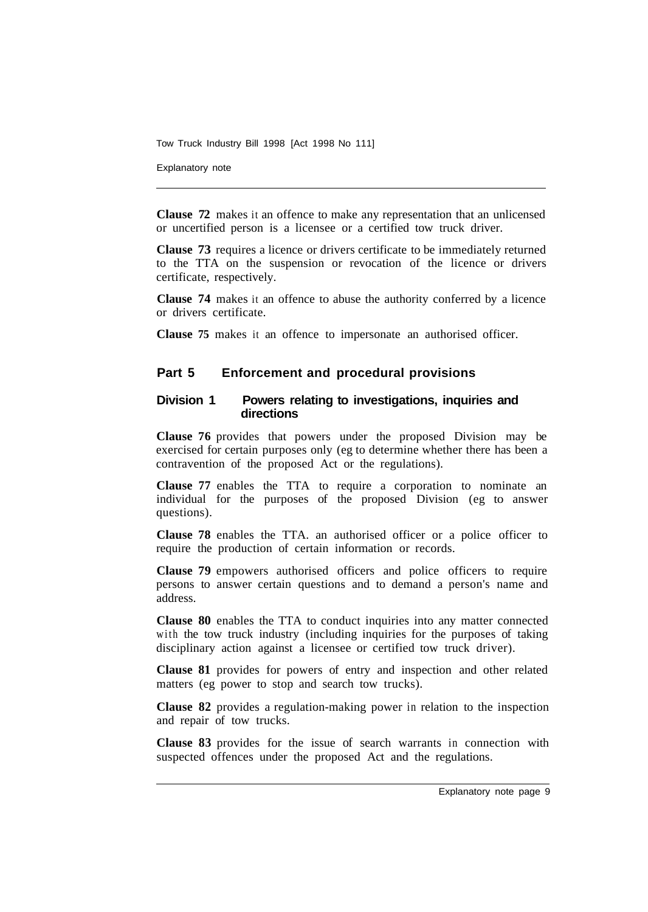**Clause 72** makes it an offence to make any representation that an unlicensed or uncertified person is a licensee or a certified tow truck driver.

**Clause 73** requires a licence or drivers certificate to be immediately returned to the TTA on the suspension or revocation of the licence or drivers certificate, respectively.

**Clause 74** makes it an offence to abuse the authority conferred by a licence or drivers certificate.

**Clause 75** makes it an offence to impersonate an authorised officer.

## Part 5 Enforcement and procedural provisions

### Division 1 Powers relating to investigations, inquiries and directions

**Clause 76** provides that powers under the proposed Division may be exercised for certain purposes only (eg to determine whether there has been a contravention of the proposed Act or the regulations).

**Clause 77** enables the TTA to require a corporation to nominate an individual for the purposes of the proposed Division (eg to answer questions).

**Clause 78** enables the TTA. an authorised officer or a police officer to require the production of certain information or records.

**Clause 79** empowers authorised officers and police officers to require persons to answer certain questions and to demand a person's name and address.

**Clause 80** enables the TTA to conduct inquiries into any matter connected with the tow truck industry (including inquiries for the purposes of taking disciplinary action against a licensee or certified tow truck driver).

**Clause 81** provides for powers of entry and inspection and other related matters (eg power to stop and search tow trucks).

**Clause 82** provides a regulation-making power in relation to the inspection and repair of tow trucks.

**Clause 83** provides for the issue of search warrants in connection with suspected offences under the proposed Act and the regulations.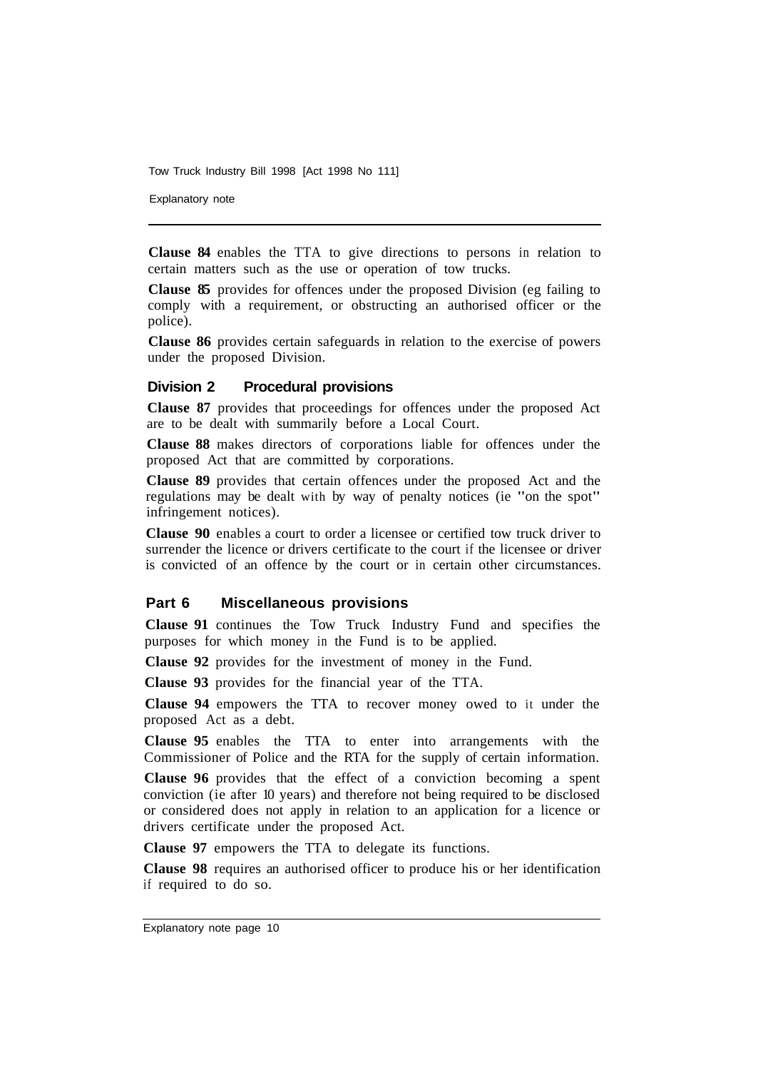**Clause 84** enables the TTA to give directions to persons in relation to certain matters such as the use or operation of tow trucks.

**Clause 85** provides for offences under the proposed Division (eg failing to comply with a requirement, or obstructing an authorised officer or the police).

**Clause 86** provides certain safeguards in relation to the exercise of powers under the proposed Division.

### Division 2 Procedural provisions

**Clause 87** provides that proceedings for offences under the proposed Act are to be dealt with summarily before a Local Court.

**Clause 88** makes directors of corporations liable for offences under the proposed Act that are committed by corporations.

**Clause 89** provides that certain offences under the proposed Act and the regulations may be dealt with by way of penalty notices (ie "on the spot" infringement notices).

**Clause 90** enables a court to order a licensee or certified tow truck driver to surrender the licence or drivers certificate to the court if the licensee or driver is convicted of an offence by the court or in certain other circumstances.

## Part 6 Miscellaneous provisions

**Clause 91** continues the Tow Truck Industry Fund and specifies the purposes for which money in the Fund is to be applied.

**Clause 92** provides for the investment of money in the Fund.

**Clause 93** provides for the financial year of the TTA.

**Clause 94** empowers the TTA to recover money owed to it under the proposed Act as a debt.

**Clause 95** enables the TTA to enter into arrangements with the Commissioner of Police and the RTA for the supply of certain information.

**Clause 96** provides that the effect of a conviction becoming a spent conviction (ie after 10 years) and therefore not being required to be disclosed or considered does not apply in relation to an application for a licence or drivers certificate under the proposed Act.

**Clause 97** empowers the TTA to delegate its functions.

**Clause 98** requires an authorised officer to produce his or her identification if required to do so.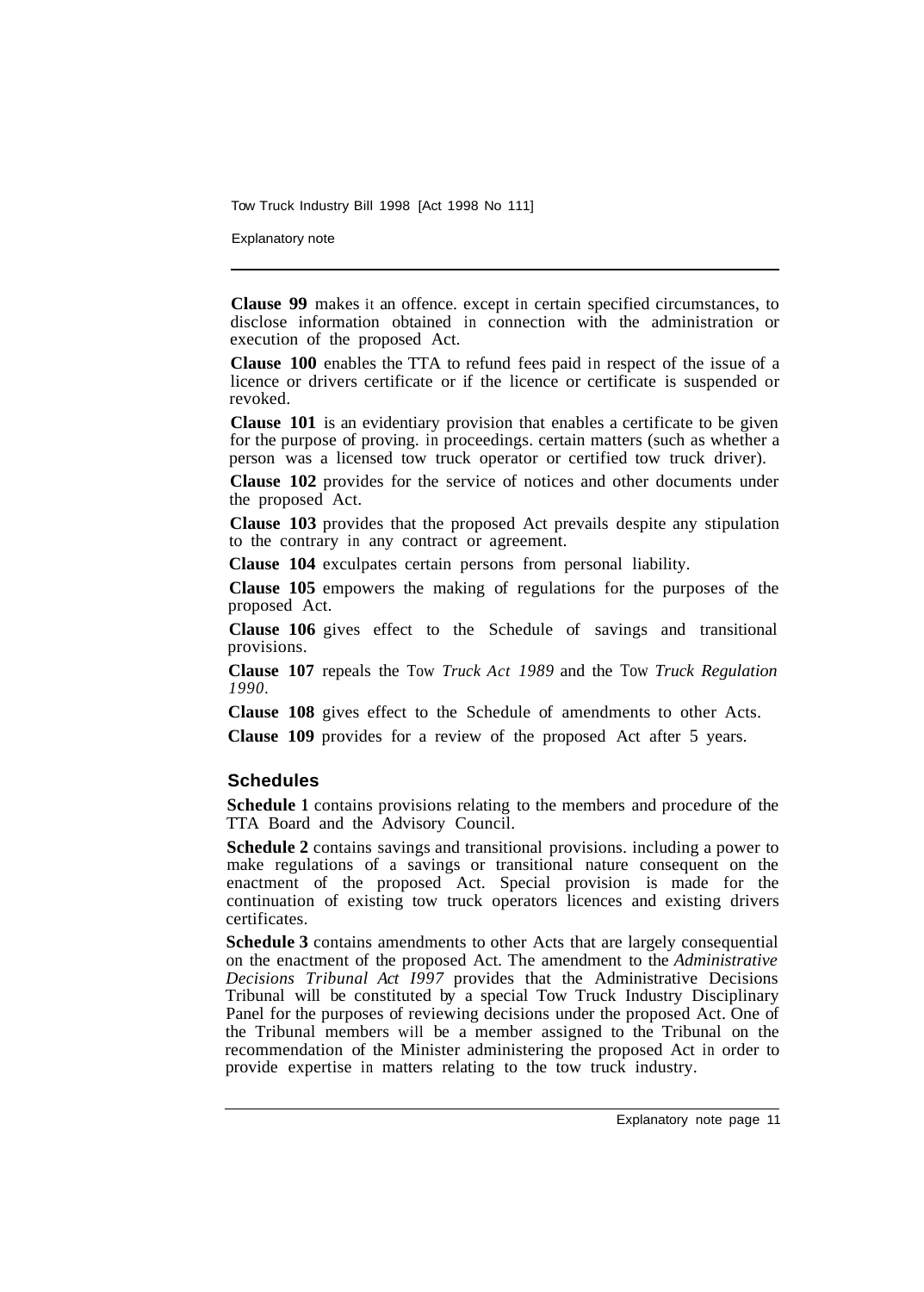**Clause 99** makes it an offence. except in certain specified circumstances, to disclose information obtained in connection with the administration or execution of the proposed Act.

**Clause 100** enables the TTA to refund fees paid in respect of the issue of a licence or drivers certificate or if the licence or certificate is suspended or revoked.

**Clause 101** is an evidentiary provision that enables a certificate to be given for the purpose of proving. in proceedings. certain matters (such as whether a person was a licensed tow truck operator or certified tow truck driver).

**Clause 102** provides for the service of notices and other documents under the proposed Act.

**Clause 103** provides that the proposed Act prevails despite any stipulation to the contrary in any contract or agreement.

**Clause 104** exculpates certain persons from personal liability.

**Clause 105** empowers the making of regulations for the purposes of the proposed Act.

**Clause 106** gives effect to the Schedule of savings and transitional provisions.

**Clause 107** repeals the Tow *Truck Act 1989* and the Tow *Truck Regulation 1990*.

**Clause 108** gives effect to the Schedule of amendments to other Acts.

**Clause 109** provides for a review of the proposed Act after 5 years.

## Schedules

**Schedule 1** contains provisions relating to the members and procedure of the TTA Board and the Advisory Council.

**Schedule 2** contains savings and transitional provisions. including a power to make regulations of a savings or transitional nature consequent on the enactment of the proposed Act. Special provision is made for the continuation of existing tow truck operators licences and existing drivers certificates.

**Schedule 3** contains amendments to other Acts that are largely consequential on the enactment of the proposed Act. The amendment to the *Administrative Decisions Tribunal Act I997* provides that the Administrative Decisions Tribunal will be constituted by a special Tow Truck Industry Disciplinary Panel for the purposes of reviewing decisions under the proposed Act. One of the Tribunal members will be a member assigned to the Tribunal on the recommendation of the Minister administering the proposed Act in order to provide expertise in matters relating to the tow truck industry.